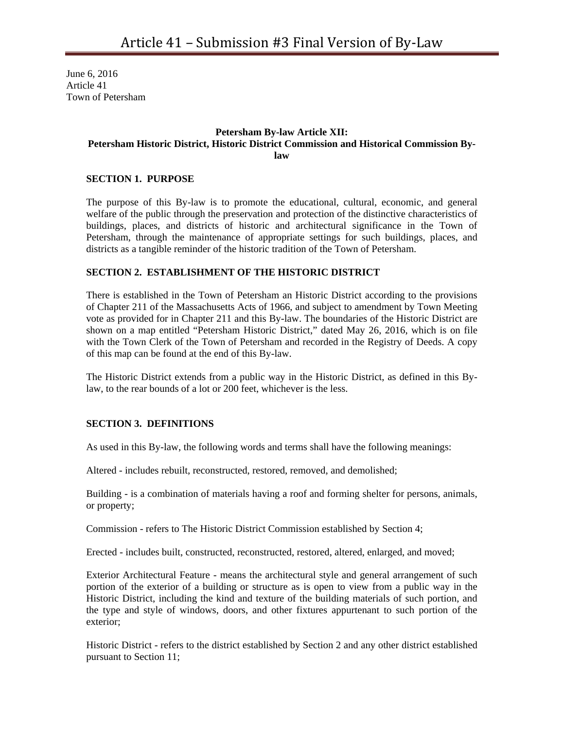June 6, 2016
Article 41
Town of Petersham

**Petersham By-law Article XII:**
**Petersham Historic District, Historic District Commission and Historical Commission By-law**

## SECTION 1. PURPOSE

The purpose of this By-law is to promote the educational, cultural, economic, and general welfare of the public through the preservation and protection of the distinctive characteristics of buildings, places, and districts of historic and architectural significance in the Town of Petersham, through the maintenance of appropriate settings for such buildings, places, and districts as a tangible reminder of the historic tradition of the Town of Petersham.

## SECTION 2. ESTABLISHMENT OF THE HISTORIC DISTRICT

There is established in the Town of Petersham an Historic District according to the provisions of Chapter 211 of the Massachusetts Acts of 1966, and subject to amendment by Town Meeting vote as provided for in Chapter 211 and this By-law. The boundaries of the Historic District are shown on a map entitled "Petersham Historic District," dated May 26, 2016, which is on file with the Town Clerk of the Town of Petersham and recorded in the Registry of Deeds. A copy of this map can be found at the end of this By-law.

The Historic District extends from a public way in the Historic District, as defined in this By-law, to the rear bounds of a lot or 200 feet, whichever is the less.

## SECTION 3. DEFINITIONS

As used in this By-law, the following words and terms shall have the following meanings:

Altered - includes rebuilt, reconstructed, restored, removed, and demolished;

Building - is a combination of materials having a roof and forming shelter for persons, animals, or property;

Commission - refers to The Historic District Commission established by Section 4;

Erected - includes built, constructed, reconstructed, restored, altered, enlarged, and moved;

Exterior Architectural Feature - means the architectural style and general arrangement of such portion of the exterior of a building or structure as is open to view from a public way in the Historic District, including the kind and texture of the building materials of such portion, and the type and style of windows, doors, and other fixtures appurtenant to such portion of the exterior;

Historic District - refers to the district established by Section 2 and any other district established pursuant to Section 11;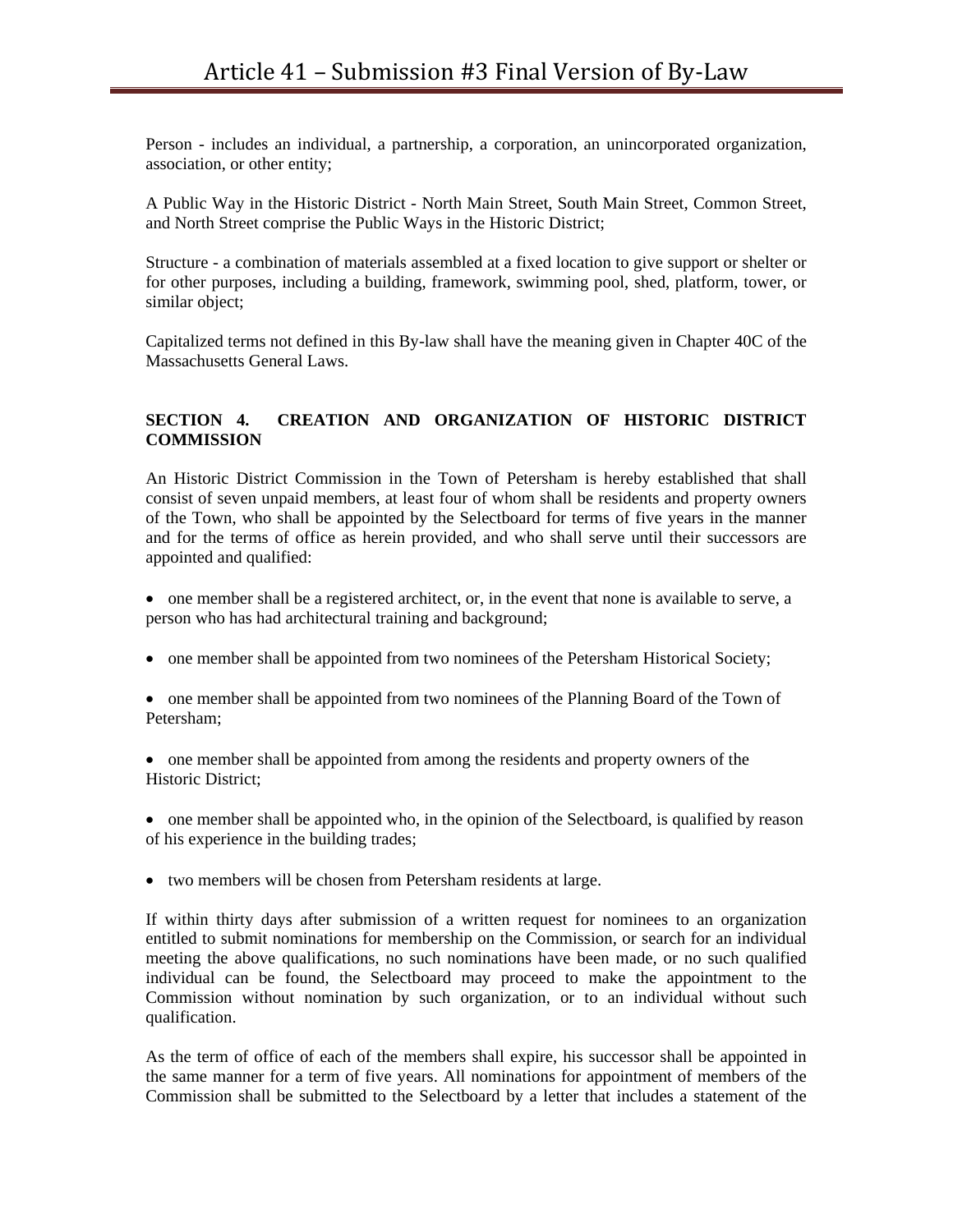Person - includes an individual, a partnership, a corporation, an unincorporated organization, association, or other entity;

A Public Way in the Historic District - North Main Street, South Main Street, Common Street, and North Street comprise the Public Ways in the Historic District;

Structure - a combination of materials assembled at a fixed location to give support or shelter or for other purposes, including a building, framework, swimming pool, shed, platform, tower, or similar object;

Capitalized terms not defined in this By-law shall have the meaning given in Chapter 40C of the Massachusetts General Laws.

**SECTION 4. CREATION AND ORGANIZATION OF HISTORIC DISTRICT COMMISSION**

An Historic District Commission in the Town of Petersham is hereby established that shall consist of seven unpaid members, at least four of whom shall be residents and property owners of the Town, who shall be appointed by the Selectboard for terms of five years in the manner and for the terms of office as herein provided, and who shall serve until their successors are appointed and qualified:

- one member shall be a registered architect, or, in the event that none is available to serve, a person who has had architectural training and background;
- one member shall be appointed from two nominees of the Petersham Historical Society;
- one member shall be appointed from two nominees of the Planning Board of the Town of Petersham;
- one member shall be appointed from among the residents and property owners of the Historic District;
- one member shall be appointed who, in the opinion of the Selectboard, is qualified by reason of his experience in the building trades;
- two members will be chosen from Petersham residents at large.

If within thirty days after submission of a written request for nominees to an organization entitled to submit nominations for membership on the Commission, or search for an individual meeting the above qualifications, no such nominations have been made, or no such qualified individual can be found, the Selectboard may proceed to make the appointment to the Commission without nomination by such organization, or to an individual without such qualification.

As the term of office of each of the members shall expire, his successor shall be appointed in the same manner for a term of five years. All nominations for appointment of members of the Commission shall be submitted to the Selectboard by a letter that includes a statement of the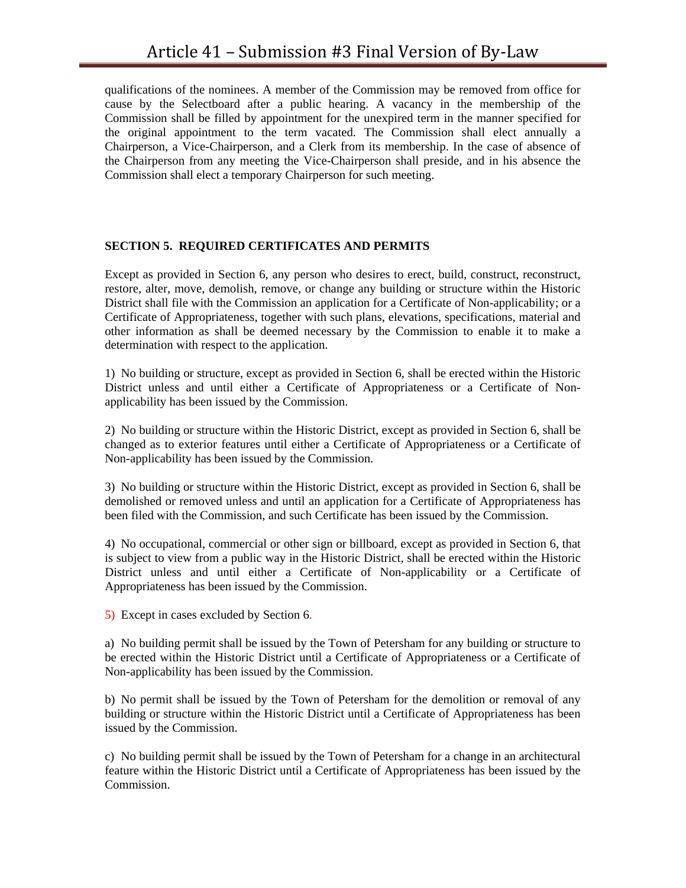qualifications of the nominees. A member of the Commission may be removed from office for cause by the Selectboard after a public hearing. A vacancy in the membership of the Commission shall be filled by appointment for the unexpired term in the manner specified for the original appointment to the term vacated. The Commission shall elect annually a Chairperson, a Vice-Chairperson, and a Clerk from its membership. In the case of absence of the Chairperson from any meeting the Vice-Chairperson shall preside, and in his absence the Commission shall elect a temporary Chairperson for such meeting.

**SECTION 5. REQUIRED CERTIFICATES AND PERMITS**

Except as provided in Section 6, any person who desires to erect, build, construct, reconstruct, restore, alter, move, demolish, remove, or change any building or structure within the Historic District shall file with the Commission an application for a Certificate of Non-applicability; or a Certificate of Appropriateness, together with such plans, elevations, specifications, material and other information as shall be deemed necessary by the Commission to enable it to make a determination with respect to the application.

1) No building or structure, except as provided in Section 6, shall be erected within the Historic District unless and until either a Certificate of Appropriateness or a Certificate of Non-applicability has been issued by the Commission.

2) No building or structure within the Historic District, except as provided in Section 6, shall be changed as to exterior features until either a Certificate of Appropriateness or a Certificate of Non-applicability has been issued by the Commission.

3) No building or structure within the Historic District, except as provided in Section 6, shall be demolished or removed unless and until an application for a Certificate of Appropriateness has been filed with the Commission, and such Certificate has been issued by the Commission.

4) No occupational, commercial or other sign or billboard, except as provided in Section 6, that is subject to view from a public way in the Historic District, shall be erected within the Historic District unless and until either a Certificate of Non-applicability or a Certificate of Appropriateness has been issued by the Commission.

5) Except in cases excluded by Section 6.

a) No building permit shall be issued by the Town of Petersham for any building or structure to be erected within the Historic District until a Certificate of Appropriateness or a Certificate of Non-applicability has been issued by the Commission.

b) No permit shall be issued by the Town of Petersham for the demolition or removal of any building or structure within the Historic District until a Certificate of Appropriateness has been issued by the Commission.

c) No building permit shall be issued by the Town of Petersham for a change in an architectural feature within the Historic District until a Certificate of Appropriateness has been issued by the Commission.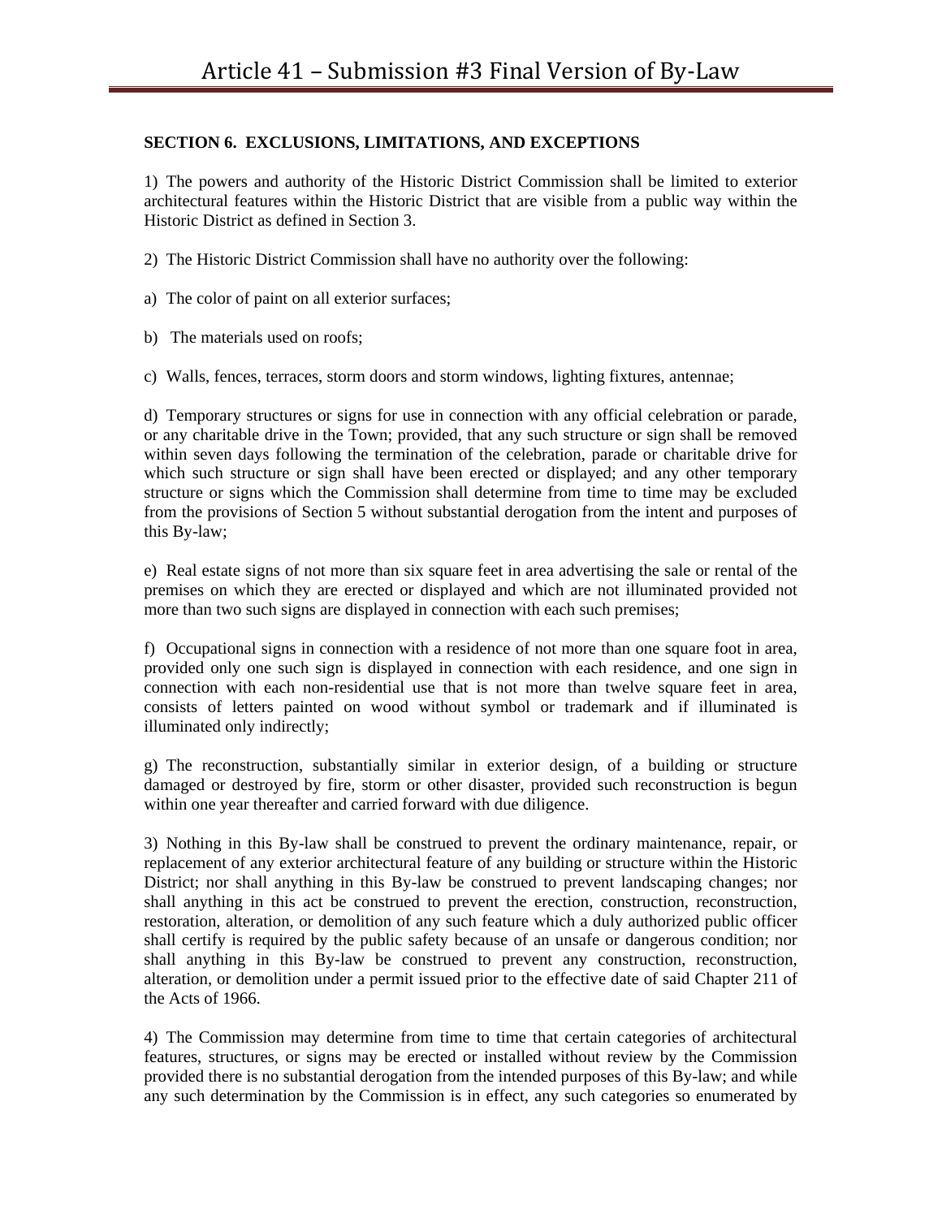**SECTION 6. EXCLUSIONS, LIMITATIONS, AND EXCEPTIONS**

1) The powers and authority of the Historic District Commission shall be limited to exterior architectural features within the Historic District that are visible from a public way within the Historic District as defined in Section 3.

2) The Historic District Commission shall have no authority over the following:

a) The color of paint on all exterior surfaces;

b) The materials used on roofs;

c) Walls, fences, terraces, storm doors and storm windows, lighting fixtures, antennae;

d) Temporary structures or signs for use in connection with any official celebration or parade, or any charitable drive in the Town; provided, that any such structure or sign shall be removed within seven days following the termination of the celebration, parade or charitable drive for which such structure or sign shall have been erected or displayed; and any other temporary structure or signs which the Commission shall determine from time to time may be excluded from the provisions of Section 5 without substantial derogation from the intent and purposes of this By-law;

e) Real estate signs of not more than six square feet in area advertising the sale or rental of the premises on which they are erected or displayed and which are not illuminated provided not more than two such signs are displayed in connection with each such premises;

f) Occupational signs in connection with a residence of not more than one square foot in area, provided only one such sign is displayed in connection with each residence, and one sign in connection with each non-residential use that is not more than twelve square feet in area, consists of letters painted on wood without symbol or trademark and if illuminated is illuminated only indirectly;

g) The reconstruction, substantially similar in exterior design, of a building or structure damaged or destroyed by fire, storm or other disaster, provided such reconstruction is begun within one year thereafter and carried forward with due diligence.

3) Nothing in this By-law shall be construed to prevent the ordinary maintenance, repair, or replacement of any exterior architectural feature of any building or structure within the Historic District; nor shall anything in this By-law be construed to prevent landscaping changes; nor shall anything in this act be construed to prevent the erection, construction, reconstruction, restoration, alteration, or demolition of any such feature which a duly authorized public officer shall certify is required by the public safety because of an unsafe or dangerous condition; nor shall anything in this By-law be construed to prevent any construction, reconstruction, alteration, or demolition under a permit issued prior to the effective date of said Chapter 211 of the Acts of 1966.

4) The Commission may determine from time to time that certain categories of architectural features, structures, or signs may be erected or installed without review by the Commission provided there is no substantial derogation from the intended purposes of this By-law; and while any such determination by the Commission is in effect, any such categories so enumerated by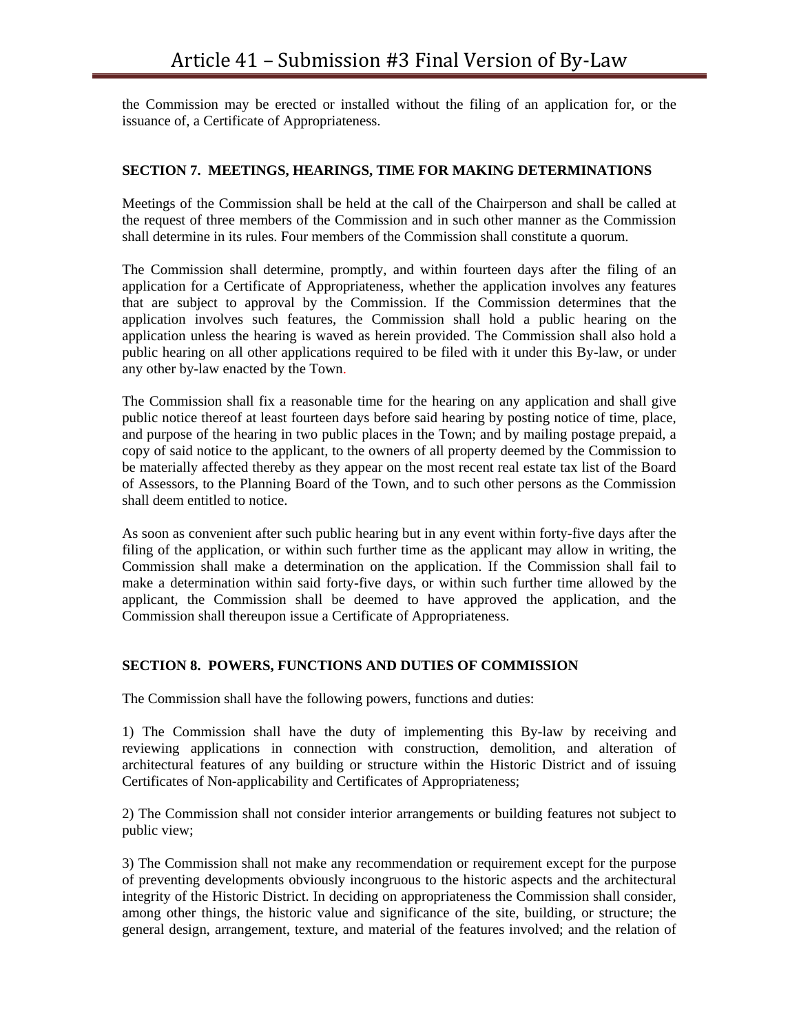the Commission may be erected or installed without the filing of an application for, or the issuance of, a Certificate of Appropriateness.

**SECTION 7. MEETINGS, HEARINGS, TIME FOR MAKING DETERMINATIONS**

Meetings of the Commission shall be held at the call of the Chairperson and shall be called at the request of three members of the Commission and in such other manner as the Commission shall determine in its rules. Four members of the Commission shall constitute a quorum.

The Commission shall determine, promptly, and within fourteen days after the filing of an application for a Certificate of Appropriateness, whether the application involves any features that are subject to approval by the Commission. If the Commission determines that the application involves such features, the Commission shall hold a public hearing on the application unless the hearing is waved as herein provided. The Commission shall also hold a public hearing on all other applications required to be filed with it under this By-law, or under any other by-law enacted by the Town.

The Commission shall fix a reasonable time for the hearing on any application and shall give public notice thereof at least fourteen days before said hearing by posting notice of time, place, and purpose of the hearing in two public places in the Town; and by mailing postage prepaid, a copy of said notice to the applicant, to the owners of all property deemed by the Commission to be materially affected thereby as they appear on the most recent real estate tax list of the Board of Assessors, to the Planning Board of the Town, and to such other persons as the Commission shall deem entitled to notice.

As soon as convenient after such public hearing but in any event within forty-five days after the filing of the application, or within such further time as the applicant may allow in writing, the Commission shall make a determination on the application. If the Commission shall fail to make a determination within said forty-five days, or within such further time allowed by the applicant, the Commission shall be deemed to have approved the application, and the Commission shall thereupon issue a Certificate of Appropriateness.

**SECTION 8. POWERS, FUNCTIONS AND DUTIES OF COMMISSION**

The Commission shall have the following powers, functions and duties:

1) The Commission shall have the duty of implementing this By-law by receiving and reviewing applications in connection with construction, demolition, and alteration of architectural features of any building or structure within the Historic District and of issuing Certificates of Non-applicability and Certificates of Appropriateness;

2) The Commission shall not consider interior arrangements or building features not subject to public view;

3) The Commission shall not make any recommendation or requirement except for the purpose of preventing developments obviously incongruous to the historic aspects and the architectural integrity of the Historic District. In deciding on appropriateness the Commission shall consider, among other things, the historic value and significance of the site, building, or structure; the general design, arrangement, texture, and material of the features involved; and the relation of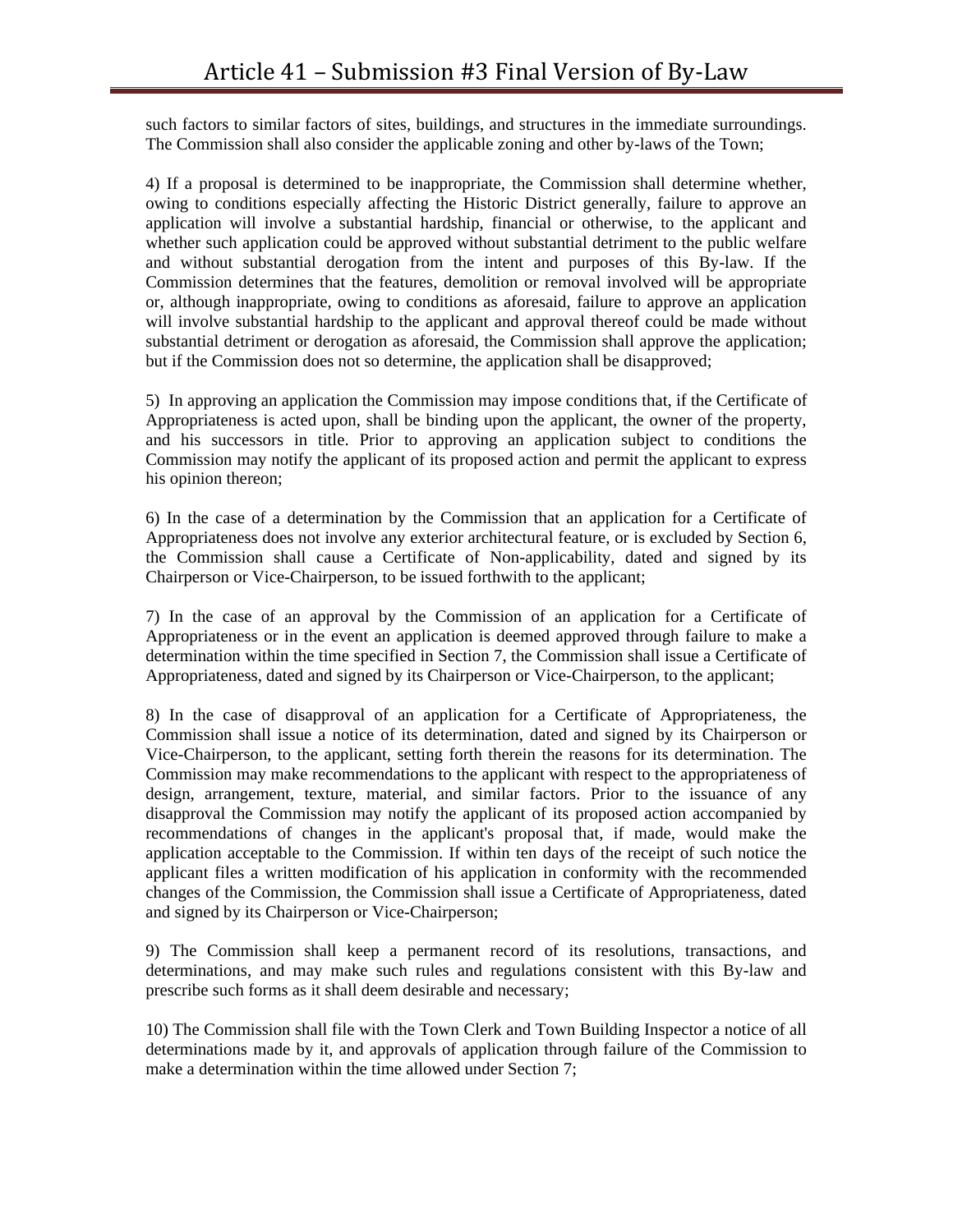such factors to similar factors of sites, buildings, and structures in the immediate surroundings. The Commission shall also consider the applicable zoning and other by-laws of the Town;

4) If a proposal is determined to be inappropriate, the Commission shall determine whether, owing to conditions especially affecting the Historic District generally, failure to approve an application will involve a substantial hardship, financial or otherwise, to the applicant and whether such application could be approved without substantial detriment to the public welfare and without substantial derogation from the intent and purposes of this By-law. If the Commission determines that the features, demolition or removal involved will be appropriate or, although inappropriate, owing to conditions as aforesaid, failure to approve an application will involve substantial hardship to the applicant and approval thereof could be made without substantial detriment or derogation as aforesaid, the Commission shall approve the application; but if the Commission does not so determine, the application shall be disapproved;

5) In approving an application the Commission may impose conditions that, if the Certificate of Appropriateness is acted upon, shall be binding upon the applicant, the owner of the property, and his successors in title. Prior to approving an application subject to conditions the Commission may notify the applicant of its proposed action and permit the applicant to express his opinion thereon;

6) In the case of a determination by the Commission that an application for a Certificate of Appropriateness does not involve any exterior architectural feature, or is excluded by Section 6, the Commission shall cause a Certificate of Non-applicability, dated and signed by its Chairperson or Vice-Chairperson, to be issued forthwith to the applicant;

7) In the case of an approval by the Commission of an application for a Certificate of Appropriateness or in the event an application is deemed approved through failure to make a determination within the time specified in Section 7, the Commission shall issue a Certificate of Appropriateness, dated and signed by its Chairperson or Vice-Chairperson, to the applicant;

8) In the case of disapproval of an application for a Certificate of Appropriateness, the Commission shall issue a notice of its determination, dated and signed by its Chairperson or Vice-Chairperson, to the applicant, setting forth therein the reasons for its determination. The Commission may make recommendations to the applicant with respect to the appropriateness of design, arrangement, texture, material, and similar factors. Prior to the issuance of any disapproval the Commission may notify the applicant of its proposed action accompanied by recommendations of changes in the applicant's proposal that, if made, would make the application acceptable to the Commission. If within ten days of the receipt of such notice the applicant files a written modification of his application in conformity with the recommended changes of the Commission, the Commission shall issue a Certificate of Appropriateness, dated and signed by its Chairperson or Vice-Chairperson;

9) The Commission shall keep a permanent record of its resolutions, transactions, and determinations, and may make such rules and regulations consistent with this By-law and prescribe such forms as it shall deem desirable and necessary;

10) The Commission shall file with the Town Clerk and Town Building Inspector a notice of all determinations made by it, and approvals of application through failure of the Commission to make a determination within the time allowed under Section 7;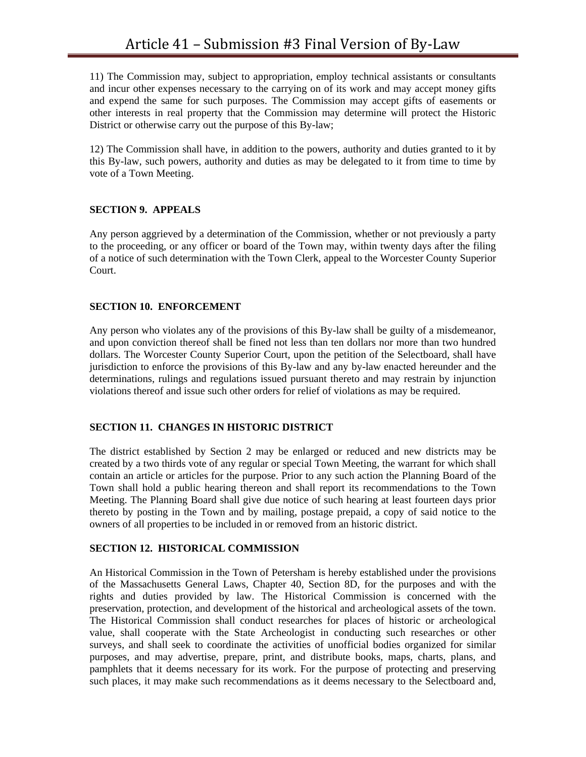11) The Commission may, subject to appropriation, employ technical assistants or consultants and incur other expenses necessary to the carrying on of its work and may accept money gifts and expend the same for such purposes. The Commission may accept gifts of easements or other interests in real property that the Commission may determine will protect the Historic District or otherwise carry out the purpose of this By-law;

12) The Commission shall have, in addition to the powers, authority and duties granted to it by this By-law, such powers, authority and duties as may be delegated to it from time to time by vote of a Town Meeting.

**SECTION 9. APPEALS**

Any person aggrieved by a determination of the Commission, whether or not previously a party to the proceeding, or any officer or board of the Town may, within twenty days after the filing of a notice of such determination with the Town Clerk, appeal to the Worcester County Superior Court.

**SECTION 10. ENFORCEMENT**

Any person who violates any of the provisions of this By-law shall be guilty of a misdemeanor, and upon conviction thereof shall be fined not less than ten dollars nor more than two hundred dollars. The Worcester County Superior Court, upon the petition of the Selectboard, shall have jurisdiction to enforce the provisions of this By-law and any by-law enacted hereunder and the determinations, rulings and regulations issued pursuant thereto and may restrain by injunction violations thereof and issue such other orders for relief of violations as may be required.

**SECTION 11. CHANGES IN HISTORIC DISTRICT**

The district established by Section 2 may be enlarged or reduced and new districts may be created by a two thirds vote of any regular or special Town Meeting, the warrant for which shall contain an article or articles for the purpose. Prior to any such action the Planning Board of the Town shall hold a public hearing thereon and shall report its recommendations to the Town Meeting. The Planning Board shall give due notice of such hearing at least fourteen days prior thereto by posting in the Town and by mailing, postage prepaid, a copy of said notice to the owners of all properties to be included in or removed from an historic district.

**SECTION 12. HISTORICAL COMMISSION**

An Historical Commission in the Town of Petersham is hereby established under the provisions of the Massachusetts General Laws, Chapter 40, Section 8D, for the purposes and with the rights and duties provided by law. The Historical Commission is concerned with the preservation, protection, and development of the historical and archeological assets of the town. The Historical Commission shall conduct researches for places of historic or archeological value, shall cooperate with the State Archeologist in conducting such researches or other surveys, and shall seek to coordinate the activities of unofficial bodies organized for similar purposes, and may advertise, prepare, print, and distribute books, maps, charts, plans, and pamphlets that it deems necessary for its work. For the purpose of protecting and preserving such places, it may make such recommendations as it deems necessary to the Selectboard and,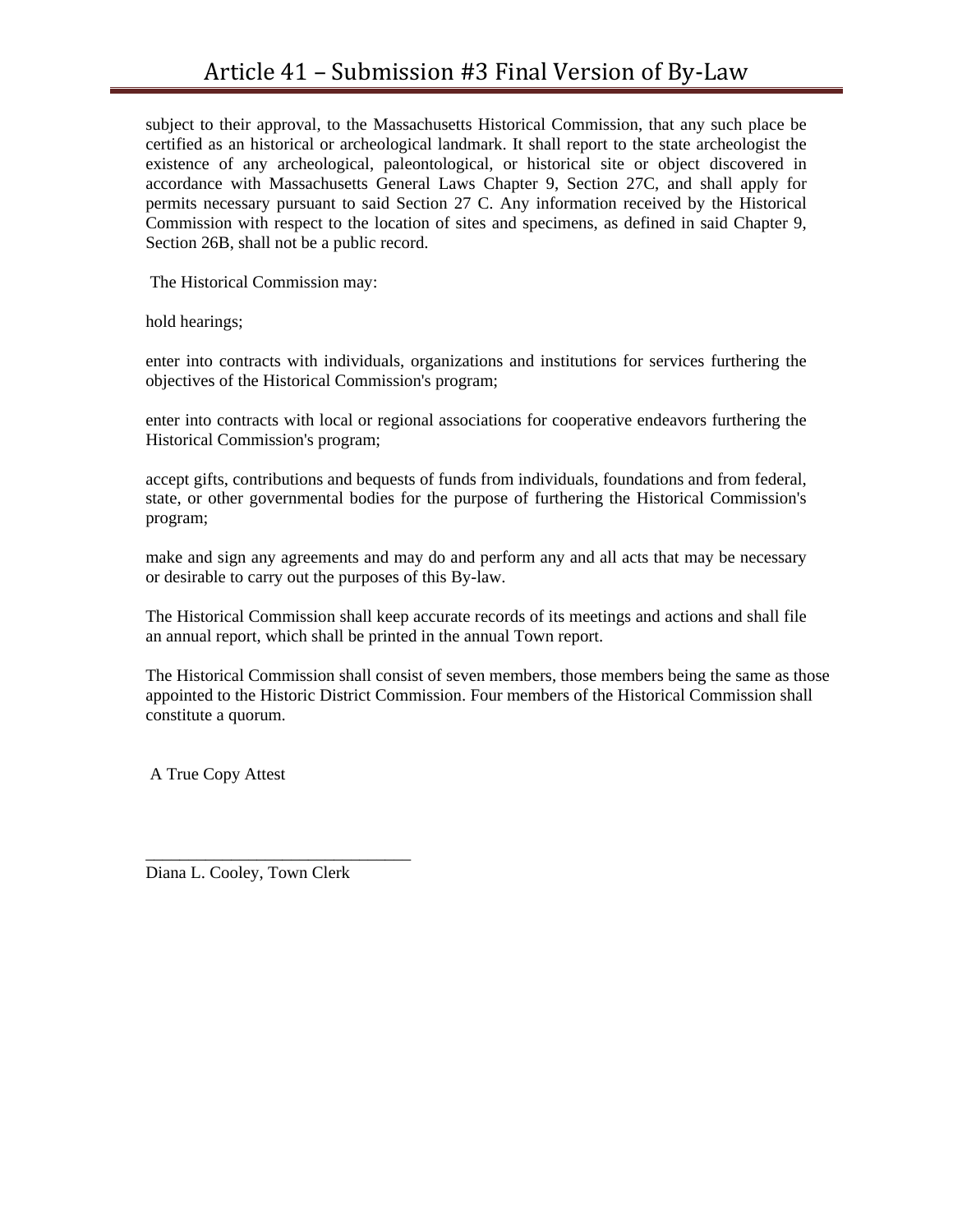subject to their approval, to the Massachusetts Historical Commission, that any such place be certified as an historical or archeological landmark. It shall report to the state archeologist the existence of any archeological, paleontological, or historical site or object discovered in accordance with Massachusetts General Laws Chapter 9, Section 27C, and shall apply for permits necessary pursuant to said Section 27 C. Any information received by the Historical Commission with respect to the location of sites and specimens, as defined in said Chapter 9, Section 26B, shall not be a public record.

The Historical Commission may:

hold hearings;

enter into contracts with individuals, organizations and institutions for services furthering the objectives of the Historical Commission's program;

enter into contracts with local or regional associations for cooperative endeavors furthering the Historical Commission's program;

accept gifts, contributions and bequests of funds from individuals, foundations and from federal, state, or other governmental bodies for the purpose of furthering the Historical Commission's program;

make and sign any agreements and may do and perform any and all acts that may be necessary or desirable to carry out the purposes of this By-law.

The Historical Commission shall keep accurate records of its meetings and actions and shall file an annual report, which shall be printed in the annual Town report.

The Historical Commission shall consist of seven members, those members being the same as those appointed to the Historic District Commission. Four members of the Historical Commission shall constitute a quorum.

A True Copy Attest

______________________________
Diana L. Cooley, Town Clerk